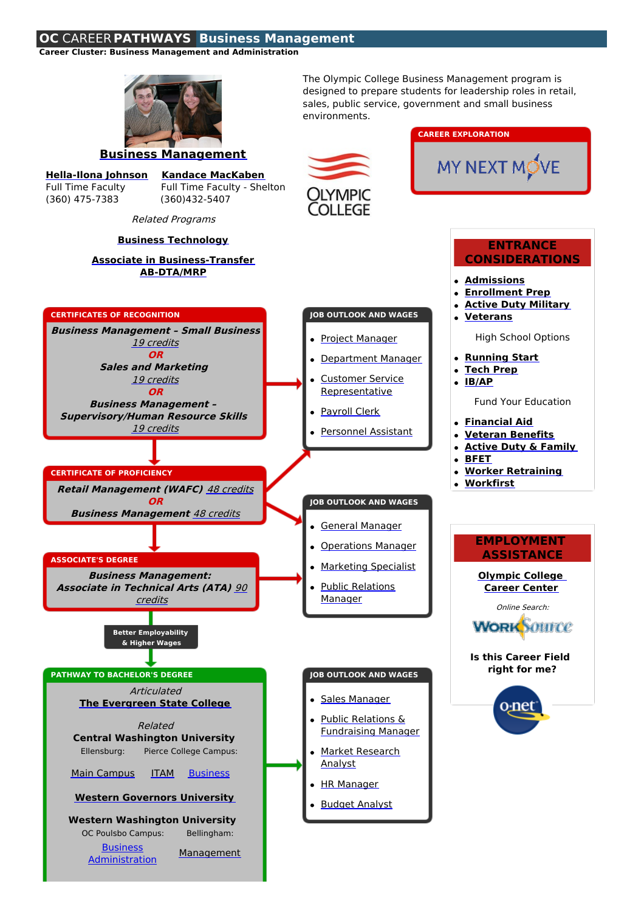# OC CAREER PATHWAYS Business Management

**Career Cluster: Business Management and Administration**

## Business Management

**Hella-Ilona Johnson**
Full Time Faculty
(360) 475-7383

**Kandace MacKaben**
Full Time Faculty - Shelton
(360)432-5407

*Related Programs*

**Business Technology**

**Associate in Business-Transfer AB-DTA/MRP**

The Olympic College Business Management program is designed to prepare students for leadership roles in retail, sales, public service, government and small business environments.

OLYMPIC COLLEGE

### CAREER EXPLORATION

MY NEXT MOVE

### ENTRANCE CONSIDERATIONS

- **Admissions**
- **Enrollment Prep**
- **Active Duty Military**
- **Veterans**

High School Options

- **Running Start**
- **Tech Prep**
- **IB/AP**

Fund Your Education

- **Financial Aid**
- **Veteran Benefits**
- **Active Duty & Family**
- **BFET**
- **Worker Retraining**
- **Workfirst**

### CERTIFICATES OF RECOGNITION

***Business Management – Small Business*** *19 credits*
***OR***
***Sales and Marketing*** *19 credits*
***OR***
***Business Management – Supervisory/Human Resource Skills*** *19 credits*

### JOB OUTLOOK AND WAGES

- Project Manager
- Department Manager
- Customer Service Representative
- Payroll Clerk
- Personnel Assistant

### CERTIFICATE OF PROFICIENCY

***Retail Management (WAFC)*** *48 credits*
***OR***
***Business Management*** *48 credits*

### JOB OUTLOOK AND WAGES

- General Manager
- Operations Manager
- Marketing Specialist
- Public Relations Manager

### ASSOCIATE'S DEGREE

***Business Management: Associate in Technical Arts (ATA)*** *90 credits*

**Better Employability & Higher Wages**

### EMPLOYMENT ASSISTANCE

**Olympic College Career Center**

*Online Search:*

WorkSource

**Is this Career Field right for me?**

o·net

### PATHWAY TO BACHELOR'S DEGREE

*Articulated*
**The Evergreen State College**

*Related*
**Central Washington University**
Ellensburg: Main Campus
Pierce College Campus: ITAM, Business

**Western Governors University**

**Western Washington University**
OC Poulsbo Campus: Business Administration
Bellingham: Management

### JOB OUTLOOK AND WAGES

- Sales Manager
- Public Relations & Fundraising Manager
- Market Research Analyst
- HR Manager
- Budget Analyst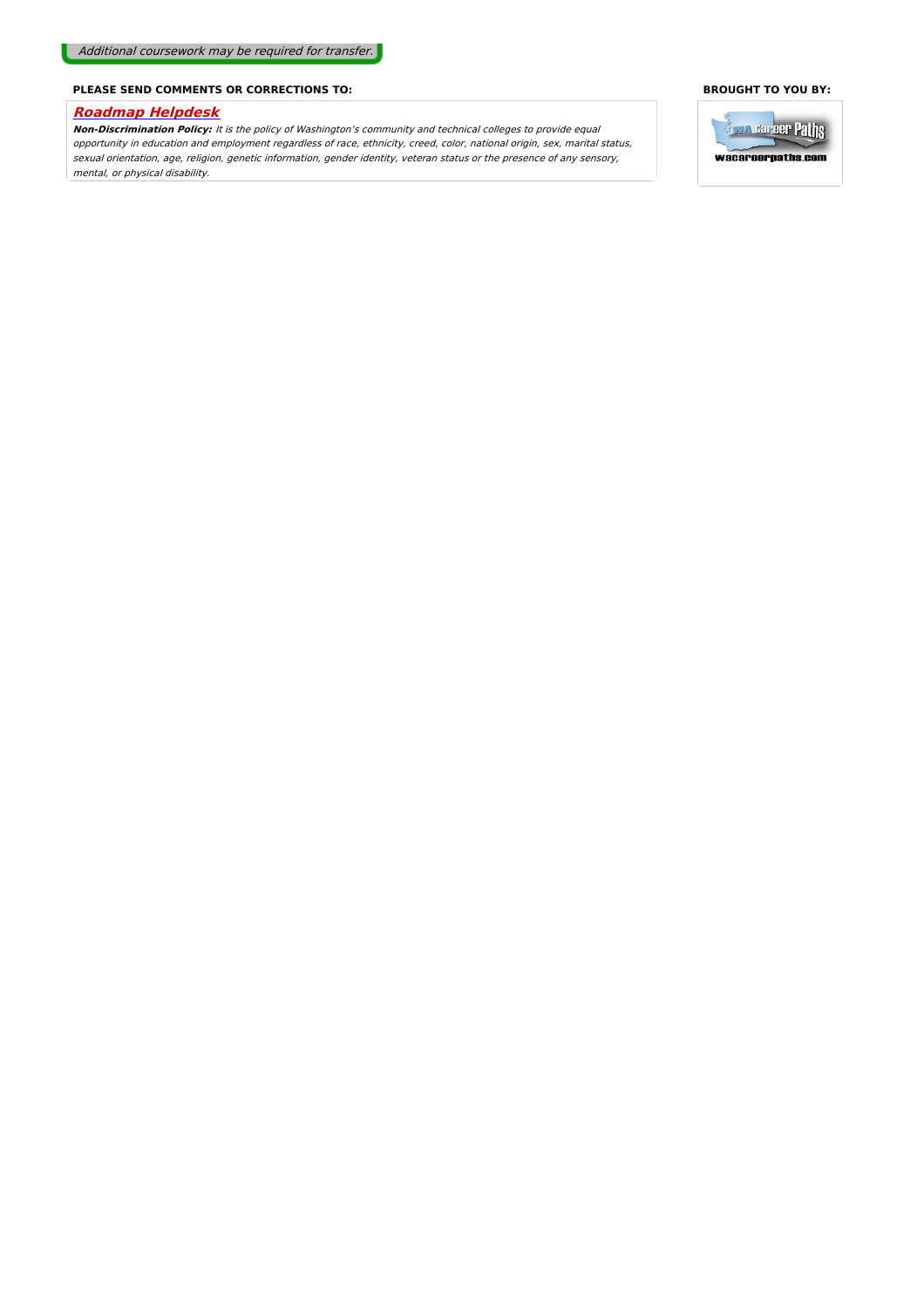*Additional coursework may be required for transfer.*

**PLEASE SEND COMMENTS OR CORRECTIONS TO:**

***Roadmap Helpdesk***

***Non-Discrimination Policy:*** *It is the policy of Washington's community and technical colleges to provide equal opportunity in education and employment regardless of race, ethnicity, creed, color, national origin, sex, marital status, sexual orientation, age, religion, genetic information, gender identity, veteran status or the presence of any sensory, mental, or physical disability.*

**BROUGHT TO YOU BY:**

WA Career Paths
wacareerpaths.com